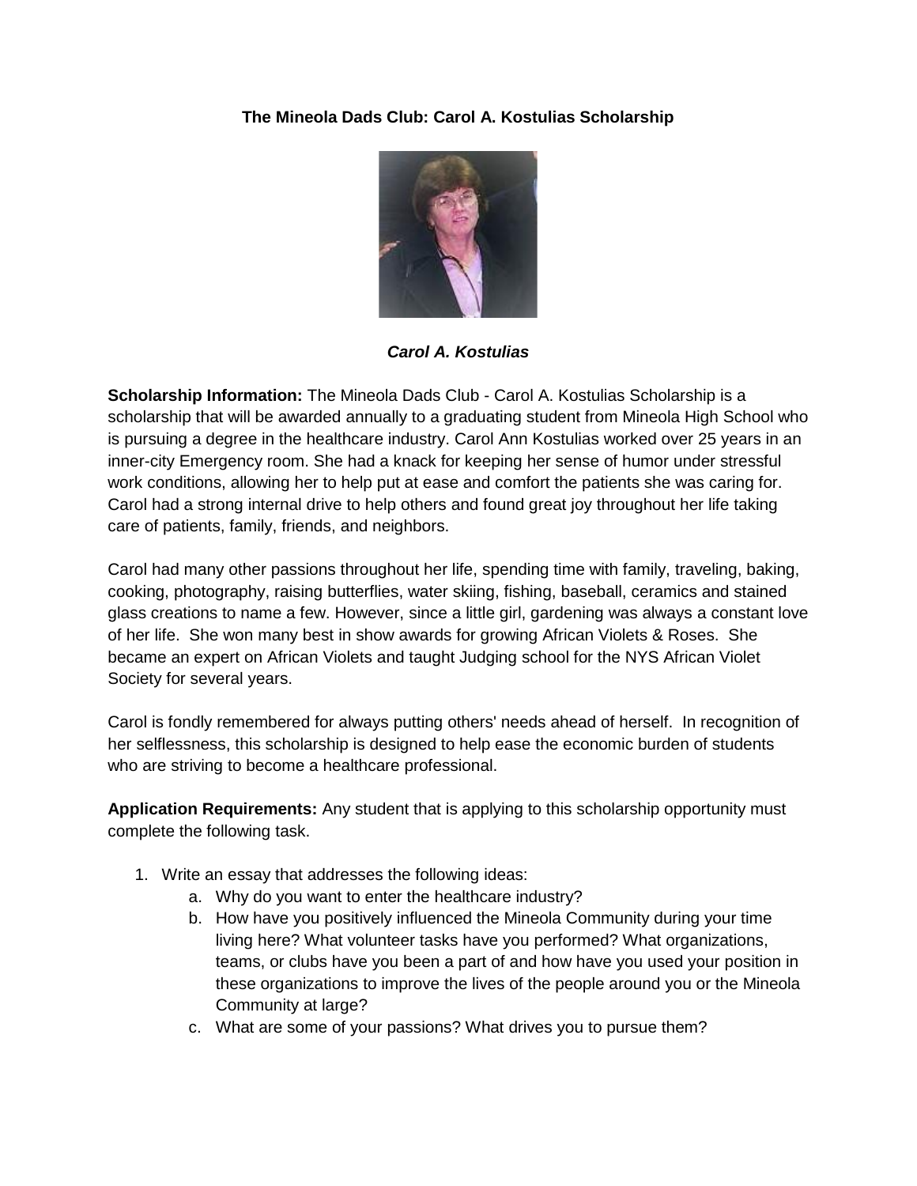# The Mineola Dads Club: Carol A. Kostulias Scholarship

***Carol A. Kostulias***

**Scholarship Information:** The Mineola Dads Club - Carol A. Kostulias Scholarship is a scholarship that will be awarded annually to a graduating student from Mineola High School who is pursuing a degree in the healthcare industry. Carol Ann Kostulias worked over 25 years in an inner-city Emergency room. She had a knack for keeping her sense of humor under stressful work conditions, allowing her to help put at ease and comfort the patients she was caring for. Carol had a strong internal drive to help others and found great joy throughout her life taking care of patients, family, friends, and neighbors.

Carol had many other passions throughout her life, spending time with family, traveling, baking, cooking, photography, raising butterflies, water skiing, fishing, baseball, ceramics and stained glass creations to name a few. However, since a little girl, gardening was always a constant love of her life. She won many best in show awards for growing African Violets & Roses. She became an expert on African Violets and taught Judging school for the NYS African Violet Society for several years.

Carol is fondly remembered for always putting others' needs ahead of herself. In recognition of her selflessness, this scholarship is designed to help ease the economic burden of students who are striving to become a healthcare professional.

**Application Requirements:** Any student that is applying to this scholarship opportunity must complete the following task.

1. Write an essay that addresses the following ideas:
    a. Why do you want to enter the healthcare industry?
    b. How have you positively influenced the Mineola Community during your time living here? What volunteer tasks have you performed? What organizations, teams, or clubs have you been a part of and how have you used your position in these organizations to improve the lives of the people around you or the Mineola Community at large?
    c. What are some of your passions? What drives you to pursue them?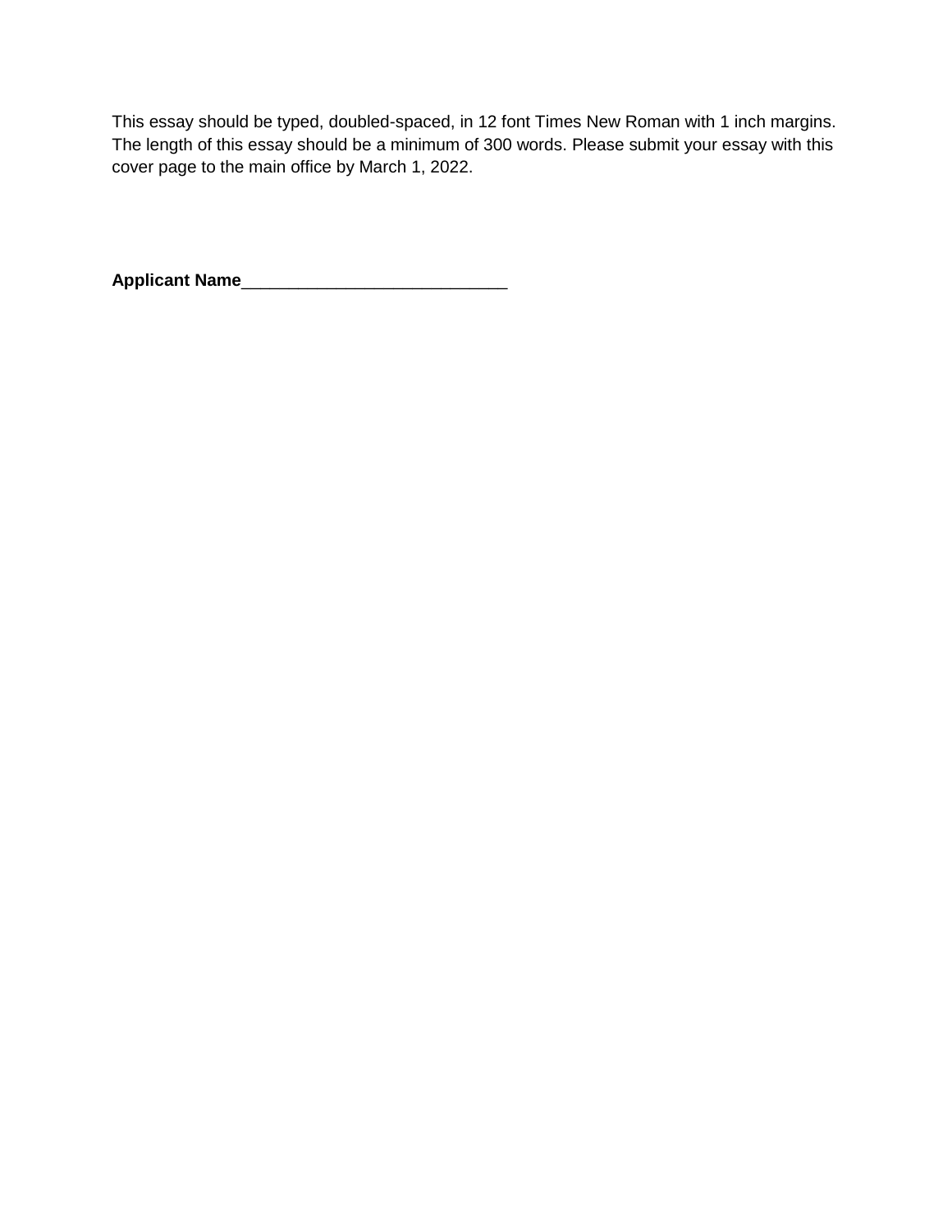This essay should be typed, doubled-spaced, in 12 font Times New Roman with 1 inch margins. The length of this essay should be a minimum of 300 words. Please submit your essay with this cover page to the main office by March 1, 2022.

**Applicant Name**_____________________________